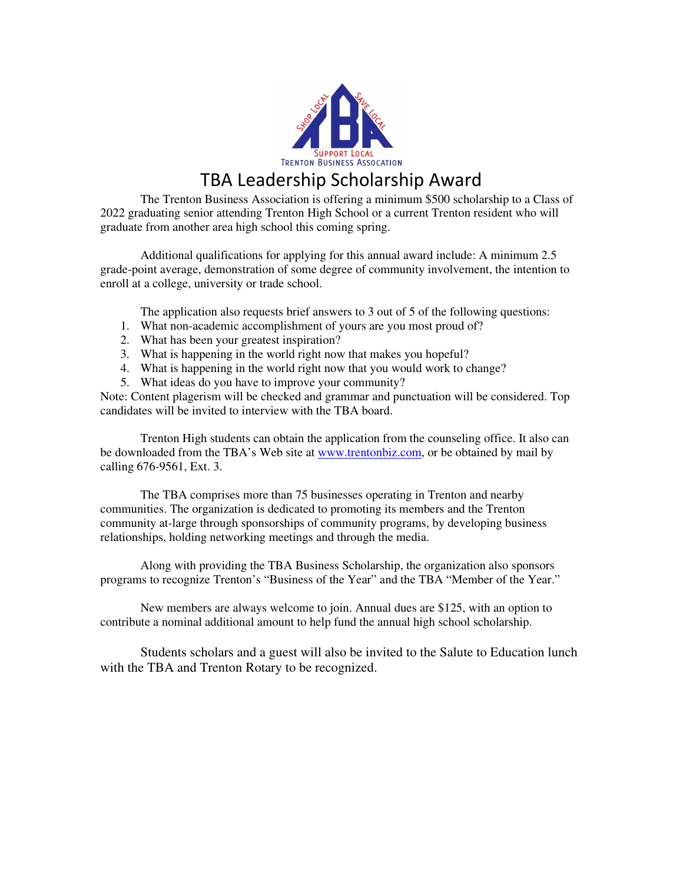SHOP LOCAL SAVE LOCAL

TBA

SUPPORT LOCAL

TRENTON BUSINESS ASSOCATION

# TBA Leadership Scholarship Award

The Trenton Business Association is offering a minimum $500 scholarship to a Class of 2022 graduating senior attending Trenton High School or a current Trenton resident who will graduate from another area high school this coming spring.

Additional qualifications for applying for this annual award include: A minimum 2.5 grade-point average, demonstration of some degree of community involvement, the intention to enroll at a college, university or trade school.

The application also requests brief answers to 3 out of 5 of the following questions:

1. What non-academic accomplishment of yours are you most proud of?
2. What has been your greatest inspiration?
3. What is happening in the world right now that makes you hopeful?
4. What is happening in the world right now that you would work to change?
5. What ideas do you have to improve your community?

Note: Content plagerism will be checked and grammar and punctuation will be considered. Top candidates will be invited to interview with the TBA board.

Trenton High students can obtain the application from the counseling office. It also can be downloaded from the TBA's Web site at www.trentonbiz.com, or be obtained by mail by calling 676-9561, Ext. 3.

The TBA comprises more than 75 businesses operating in Trenton and nearby communities. The organization is dedicated to promoting its members and the Trenton community at-large through sponsorships of community programs, by developing business relationships, holding networking meetings and through the media.

Along with providing the TBA Business Scholarship, the organization also sponsors programs to recognize Trenton's "Business of the Year" and the TBA "Member of the Year."

New members are always welcome to join. Annual dues are $125, with an option to contribute a nominal additional amount to help fund the annual high school scholarship.

Students scholars and a guest will also be invited to the Salute to Education lunch with the TBA and Trenton Rotary to be recognized.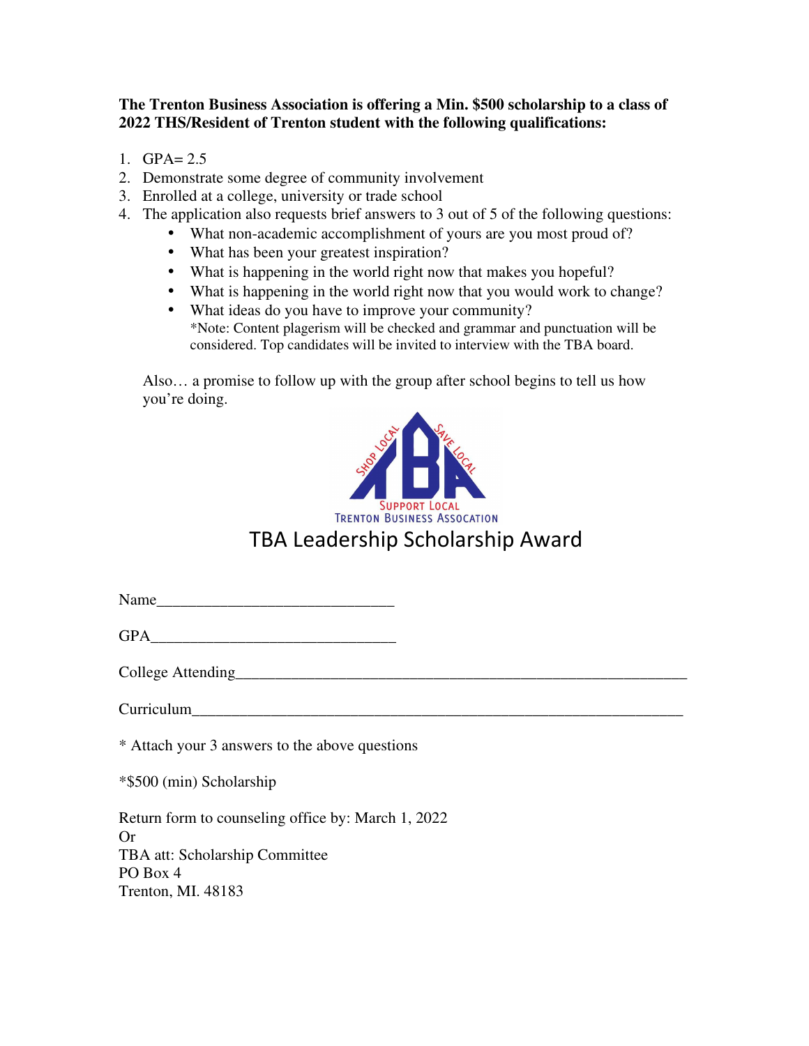**The Trenton Business Association is offering a Min. $500 scholarship to a class of 2022 THS/Resident of Trenton student with the following qualifications:**

1. GPA= 2.5
2. Demonstrate some degree of community involvement
3. Enrolled at a college, university or trade school
4. The application also requests brief answers to 3 out of 5 of the following questions:
   - What non-academic accomplishment of yours are you most proud of?
   - What has been your greatest inspiration?
   - What is happening in the world right now that makes you hopeful?
   - What is happening in the world right now that you would work to change?
   - What ideas do you have to improve your community?

     *Note: Content plagerism will be checked and grammar and punctuation will be considered. Top candidates will be invited to interview with the TBA board.

   Also… a promise to follow up with the group after school begins to tell us how you're doing.

SHOP LOCAL SAVE LOCAL TBA

SUPPORT LOCAL

TRENTON BUSINESS ASSOCATION

# TBA Leadership Scholarship Award

Name______________________________

GPA_______________________________

College Attending___________________________________________________________

Curriculum_________________________________________________________________

* Attach your 3 answers to the above questions

*$500 (min) Scholarship

Return form to counseling office by: March 1, 2022
Or
TBA att: Scholarship Committee
PO Box 4
Trenton, MI. 48183